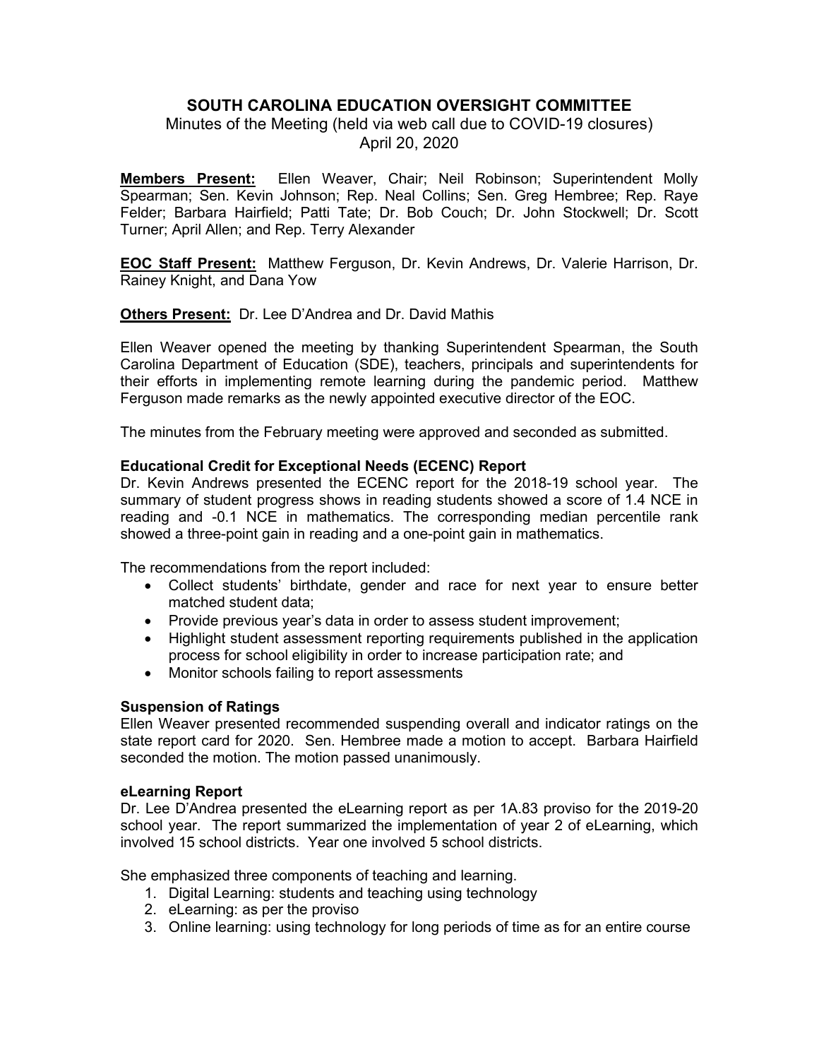# SOUTH CAROLINA EDUCATION OVERSIGHT COMMITTEE

Minutes of the Meeting (held via web call due to COVID-19 closures)
April 20, 2020

**Members Present:** Ellen Weaver, Chair; Neil Robinson; Superintendent Molly Spearman; Sen. Kevin Johnson; Rep. Neal Collins; Sen. Greg Hembree; Rep. Raye Felder; Barbara Hairfield; Patti Tate; Dr. Bob Couch; Dr. John Stockwell; Dr. Scott Turner; April Allen; and Rep. Terry Alexander

**EOC Staff Present:** Matthew Ferguson, Dr. Kevin Andrews, Dr. Valerie Harrison, Dr. Rainey Knight, and Dana Yow

**Others Present:** Dr. Lee D'Andrea and Dr. David Mathis

Ellen Weaver opened the meeting by thanking Superintendent Spearman, the South Carolina Department of Education (SDE), teachers, principals and superintendents for their efforts in implementing remote learning during the pandemic period. Matthew Ferguson made remarks as the newly appointed executive director of the EOC.

The minutes from the February meeting were approved and seconded as submitted.

### Educational Credit for Exceptional Needs (ECENC) Report

Dr. Kevin Andrews presented the ECENC report for the 2018-19 school year. The summary of student progress shows in reading students showed a score of 1.4 NCE in reading and -0.1 NCE in mathematics. The corresponding median percentile rank showed a three-point gain in reading and a one-point gain in mathematics.

The recommendations from the report included:

- Collect students' birthdate, gender and race for next year to ensure better matched student data;
- Provide previous year's data in order to assess student improvement;
- Highlight student assessment reporting requirements published in the application process for school eligibility in order to increase participation rate; and
- Monitor schools failing to report assessments

### Suspension of Ratings

Ellen Weaver presented recommended suspending overall and indicator ratings on the state report card for 2020. Sen. Hembree made a motion to accept. Barbara Hairfield seconded the motion. The motion passed unanimously.

### eLearning Report

Dr. Lee D'Andrea presented the eLearning report as per 1A.83 proviso for the 2019-20 school year. The report summarized the implementation of year 2 of eLearning, which involved 15 school districts. Year one involved 5 school districts.

She emphasized three components of teaching and learning.

1. Digital Learning: students and teaching using technology
2. eLearning: as per the proviso
3. Online learning: using technology for long periods of time as for an entire course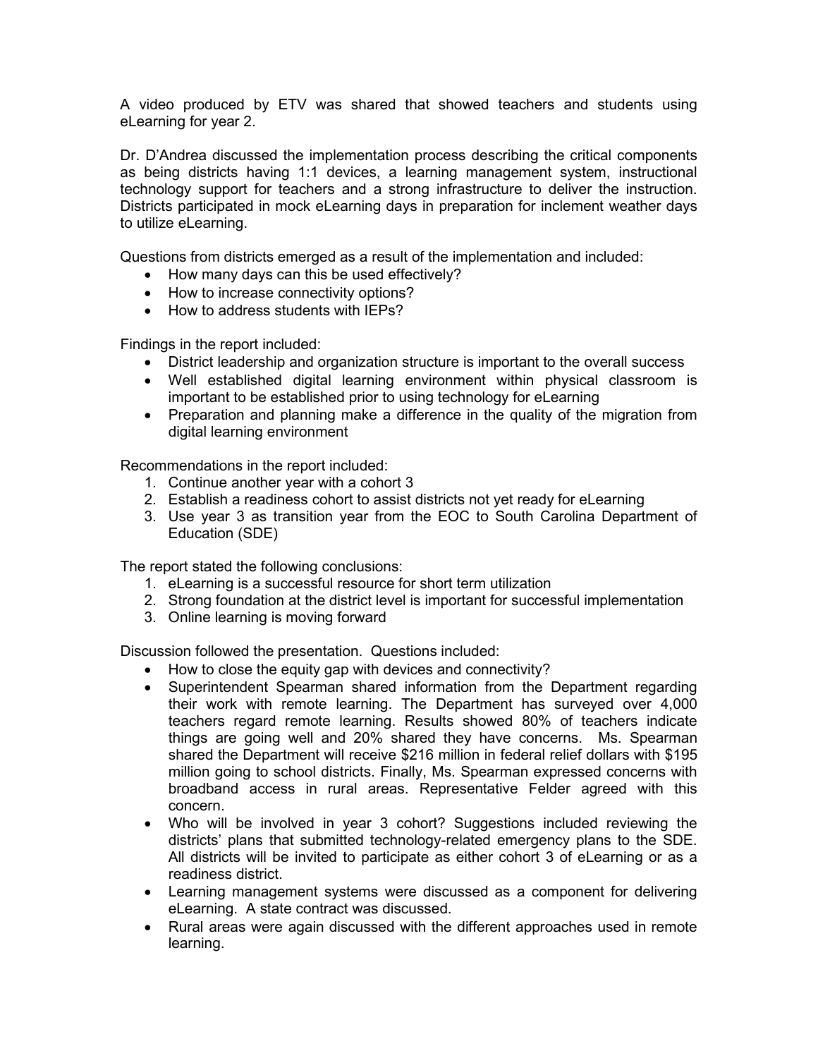A video produced by ETV was shared that showed teachers and students using eLearning for year 2.

Dr. D'Andrea discussed the implementation process describing the critical components as being districts having 1:1 devices, a learning management system, instructional technology support for teachers and a strong infrastructure to deliver the instruction. Districts participated in mock eLearning days in preparation for inclement weather days to utilize eLearning.

Questions from districts emerged as a result of the implementation and included:

- How many days can this be used effectively?
- How to increase connectivity options?
- How to address students with IEPs?

Findings in the report included:

- District leadership and organization structure is important to the overall success
- Well established digital learning environment within physical classroom is important to be established prior to using technology for eLearning
- Preparation and planning make a difference in the quality of the migration from digital learning environment

Recommendations in the report included:

1. Continue another year with a cohort 3
2. Establish a readiness cohort to assist districts not yet ready for eLearning
3. Use year 3 as transition year from the EOC to South Carolina Department of Education (SDE)

The report stated the following conclusions:

1. eLearning is a successful resource for short term utilization
2. Strong foundation at the district level is important for successful implementation
3. Online learning is moving forward

Discussion followed the presentation. Questions included:

- How to close the equity gap with devices and connectivity?
- Superintendent Spearman shared information from the Department regarding their work with remote learning. The Department has surveyed over 4,000 teachers regard remote learning. Results showed 80% of teachers indicate things are going well and 20% shared they have concerns. Ms. Spearman shared the Department will receive $216 million in federal relief dollars with $195 million going to school districts. Finally, Ms. Spearman expressed concerns with broadband access in rural areas. Representative Felder agreed with this concern.
- Who will be involved in year 3 cohort? Suggestions included reviewing the districts' plans that submitted technology-related emergency plans to the SDE. All districts will be invited to participate as either cohort 3 of eLearning or as a readiness district.
- Learning management systems were discussed as a component for delivering eLearning. A state contract was discussed.
- Rural areas were again discussed with the different approaches used in remote learning.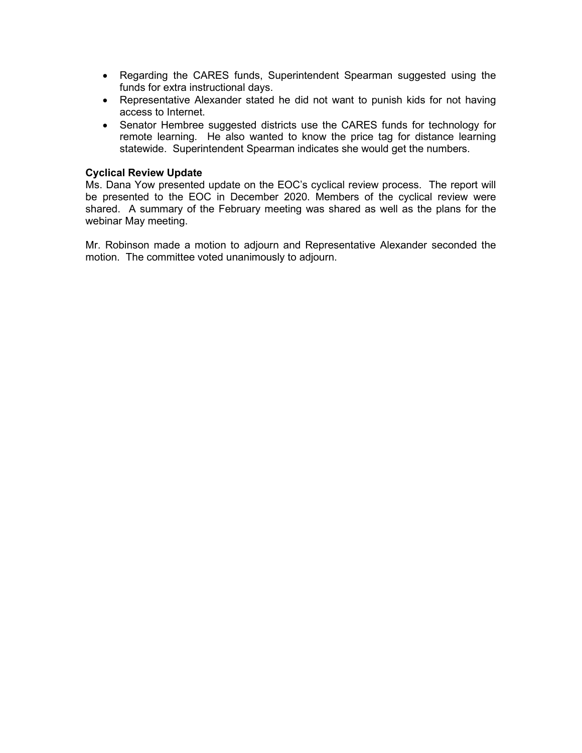- Regarding the CARES funds, Superintendent Spearman suggested using the funds for extra instructional days.
- Representative Alexander stated he did not want to punish kids for not having access to Internet.
- Senator Hembree suggested districts use the CARES funds for technology for remote learning. He also wanted to know the price tag for distance learning statewide. Superintendent Spearman indicates she would get the numbers.

**Cyclical Review Update**

Ms. Dana Yow presented update on the EOC's cyclical review process. The report will be presented to the EOC in December 2020. Members of the cyclical review were shared. A summary of the February meeting was shared as well as the plans for the webinar May meeting.

Mr. Robinson made a motion to adjourn and Representative Alexander seconded the motion. The committee voted unanimously to adjourn.